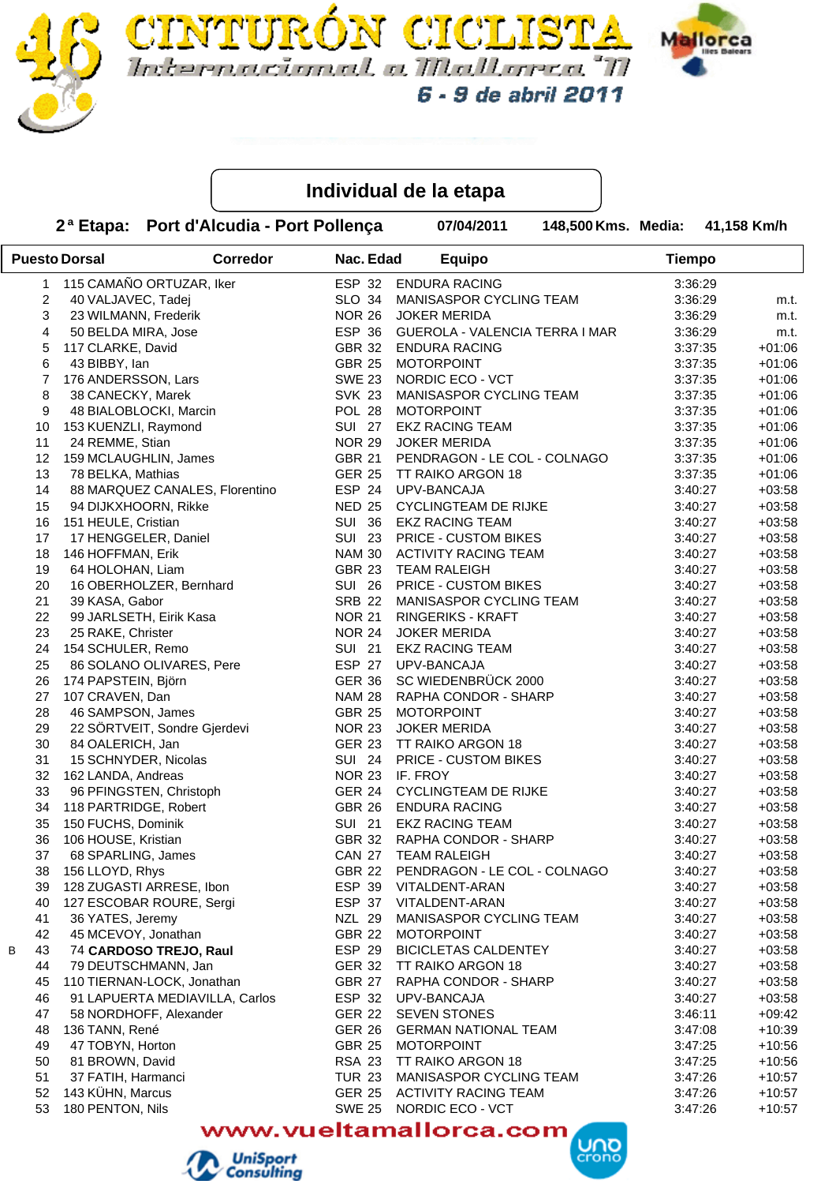# 46 CINTURÓN CICLISTA Internacional a Mallorca '11

6 - 9 de abril 2011

## Individual de la etapa

**2ª Etapa: Port d'Alcudia - Port Pollença** 07/04/2011 148,500 Kms. Media: 41,158 Km/h

| | Puesto | Dorsal | Corredor | Nac. | Edad | Equipo | Tiempo | |
|---|---|---|---|---|---|---|---|---|
| | 1 | 115 | CAMAÑO ORTUZAR, Iker | ESP | 32 | ENDURA RACING | 3:36:29 | |
| | 2 | 40 | VALJAVEC, Tadej | SLO | 34 | MANISASPOR CYCLING TEAM | 3:36:29 | m.t. |
| | 3 | 23 | WILMANN, Frederik | NOR | 26 | JOKER MERIDA | 3:36:29 | m.t. |
| | 4 | 50 | BELDA MIRA, Jose | ESP | 36 | GUEROLA - VALENCIA TERRA I MAR | 3:36:29 | m.t. |
| | 5 | 117 | CLARKE, David | GBR | 32 | ENDURA RACING | 3:37:35 | +01:06 |
| | 6 | 43 | BIBBY, Ian | GBR | 25 | MOTORPOINT | 3:37:35 | +01:06 |
| | 7 | 176 | ANDERSSON, Lars | SWE | 23 | NORDIC ECO - VCT | 3:37:35 | +01:06 |
| | 8 | 38 | CANECKY, Marek | SVK | 23 | MANISASPOR CYCLING TEAM | 3:37:35 | +01:06 |
| | 9 | 48 | BIALOBLOCKI, Marcin | POL | 28 | MOTORPOINT | 3:37:35 | +01:06 |
| | 10 | 153 | KUENZLI, Raymond | SUI | 27 | EKZ RACING TEAM | 3:37:35 | +01:06 |
| | 11 | 24 | REMME, Stian | NOR | 29 | JOKER MERIDA | 3:37:35 | +01:06 |
| | 12 | 159 | MCLAUGHLIN, James | GBR | 21 | PENDRAGON - LE COL - COLNAGO | 3:37:35 | +01:06 |
| | 13 | 78 | BELKA, Mathias | GER | 25 | TT RAIKO ARGON 18 | 3:37:35 | +01:06 |
| | 14 | 88 | MARQUEZ CANALES, Florentino | ESP | 24 | UPV-BANCAJA | 3:40:27 | +03:58 |
| | 15 | 94 | DIJKXHOORN, Rikke | NED | 25 | CYCLINGTEAM DE RIJKE | 3:40:27 | +03:58 |
| | 16 | 151 | HEULE, Cristian | SUI | 36 | EKZ RACING TEAM | 3:40:27 | +03:58 |
| | 17 | 17 | HENGGELER, Daniel | SUI | 23 | PRICE - CUSTOM BIKES | 3:40:27 | +03:58 |
| | 18 | 146 | HOFFMAN, Erik | NAM | 30 | ACTIVITY RACING TEAM | 3:40:27 | +03:58 |
| | 19 | 64 | HOLOHAN, Liam | GBR | 23 | TEAM RALEIGH | 3:40:27 | +03:58 |
| | 20 | 16 | OBERHOLZER, Bernhard | SUI | 26 | PRICE - CUSTOM BIKES | 3:40:27 | +03:58 |
| | 21 | 39 | KASA, Gabor | SRB | 22 | MANISASPOR CYCLING TEAM | 3:40:27 | +03:58 |
| | 22 | 99 | JARLSETH, Eirik Kasa | NOR | 21 | RINGERIKS - KRAFT | 3:40:27 | +03:58 |
| | 23 | 25 | RAKE, Christer | NOR | 24 | JOKER MERIDA | 3:40:27 | +03:58 |
| | 24 | 154 | SCHULER, Remo | SUI | 21 | EKZ RACING TEAM | 3:40:27 | +03:58 |
| | 25 | 86 | SOLANO OLIVARES, Pere | ESP | 27 | UPV-BANCAJA | 3:40:27 | +03:58 |
| | 26 | 174 | PAPSTEIN, Björn | GER | 36 | SC WIEDENBRÜCK 2000 | 3:40:27 | +03:58 |
| | 27 | 107 | CRAVEN, Dan | NAM | 28 | RAPHA CONDOR - SHARP | 3:40:27 | +03:58 |
| | 28 | 46 | SAMPSON, James | GBR | 25 | MOTORPOINT | 3:40:27 | +03:58 |
| | 29 | 22 | SÖRTVEIT, Sondre Gjerdevi | NOR | 23 | JOKER MERIDA | 3:40:27 | +03:58 |
| | 30 | 84 | OALERICH, Jan | GER | 23 | TT RAIKO ARGON 18 | 3:40:27 | +03:58 |
| | 31 | 15 | SCHNYDER, Nicolas | SUI | 24 | PRICE - CUSTOM BIKES | 3:40:27 | +03:58 |
| | 32 | 162 | LANDA, Andreas | NOR | 23 | IF. FROY | 3:40:27 | +03:58 |
| | 33 | 96 | PFINGSTEN, Christoph | GER | 24 | CYCLINGTEAM DE RIJKE | 3:40:27 | +03:58 |
| | 34 | 118 | PARTRIDGE, Robert | GBR | 26 | ENDURA RACING | 3:40:27 | +03:58 |
| | 35 | 150 | FUCHS, Dominik | SUI | 21 | EKZ RACING TEAM | 3:40:27 | +03:58 |
| | 36 | 106 | HOUSE, Kristian | GBR | 32 | RAPHA CONDOR - SHARP | 3:40:27 | +03:58 |
| | 37 | 68 | SPARLING, James | CAN | 27 | TEAM RALEIGH | 3:40:27 | +03:58 |
| | 38 | 156 | LLOYD, Rhys | GBR | 22 | PENDRAGON - LE COL - COLNAGO | 3:40:27 | +03:58 |
| | 39 | 128 | ZUGASTI ARRESE, Ibon | ESP | 39 | VITALDENT-ARAN | 3:40:27 | +03:58 |
| | 40 | 127 | ESCOBAR ROURE, Sergi | ESP | 37 | VITALDENT-ARAN | 3:40:27 | +03:58 |
| | 41 | 36 | YATES, Jeremy | NZL | 29 | MANISASPOR CYCLING TEAM | 3:40:27 | +03:58 |
| | 42 | 45 | MCEVOY, Jonathan | GBR | 22 | MOTORPOINT | 3:40:27 | +03:58 |
| B | 43 | 74 | **CARDOSO TREJO, Raul** | ESP | 29 | BICICLETAS CALDENTEY | 3:40:27 | +03:58 |
| | 44 | 79 | DEUTSCHMANN, Jan | GER | 32 | TT RAIKO ARGON 18 | 3:40:27 | +03:58 |
| | 45 | 110 | TIERNAN-LOCK, Jonathan | GBR | 27 | RAPHA CONDOR - SHARP | 3:40:27 | +03:58 |
| | 46 | 91 | LAPUERTA MEDIAVILLA, Carlos | ESP | 32 | UPV-BANCAJA | 3:40:27 | +03:58 |
| | 47 | 58 | NORDHOFF, Alexander | GER | 22 | SEVEN STONES | 3:46:11 | +09:42 |
| | 48 | 136 | TANN, René | GER | 26 | GERMAN NATIONAL TEAM | 3:47:08 | +10:39 |
| | 49 | 47 | TOBYN, Horton | GBR | 25 | MOTORPOINT | 3:47:25 | +10:56 |
| | 50 | 81 | BROWN, David | RSA | 23 | TT RAIKO ARGON 18 | 3:47:25 | +10:56 |
| | 51 | 37 | FATIH, Harmanci | TUR | 23 | MANISASPOR CYCLING TEAM | 3:47:26 | +10:57 |
| | 52 | 143 | KÜHN, Marcus | GER | 25 | ACTIVITY RACING TEAM | 3:47:26 | +10:57 |
| | 53 | 180 | PENTON, Nils | SWE | 25 | NORDIC ECO - VCT | 3:47:26 | +10:57 |

www.vueltamallorca.com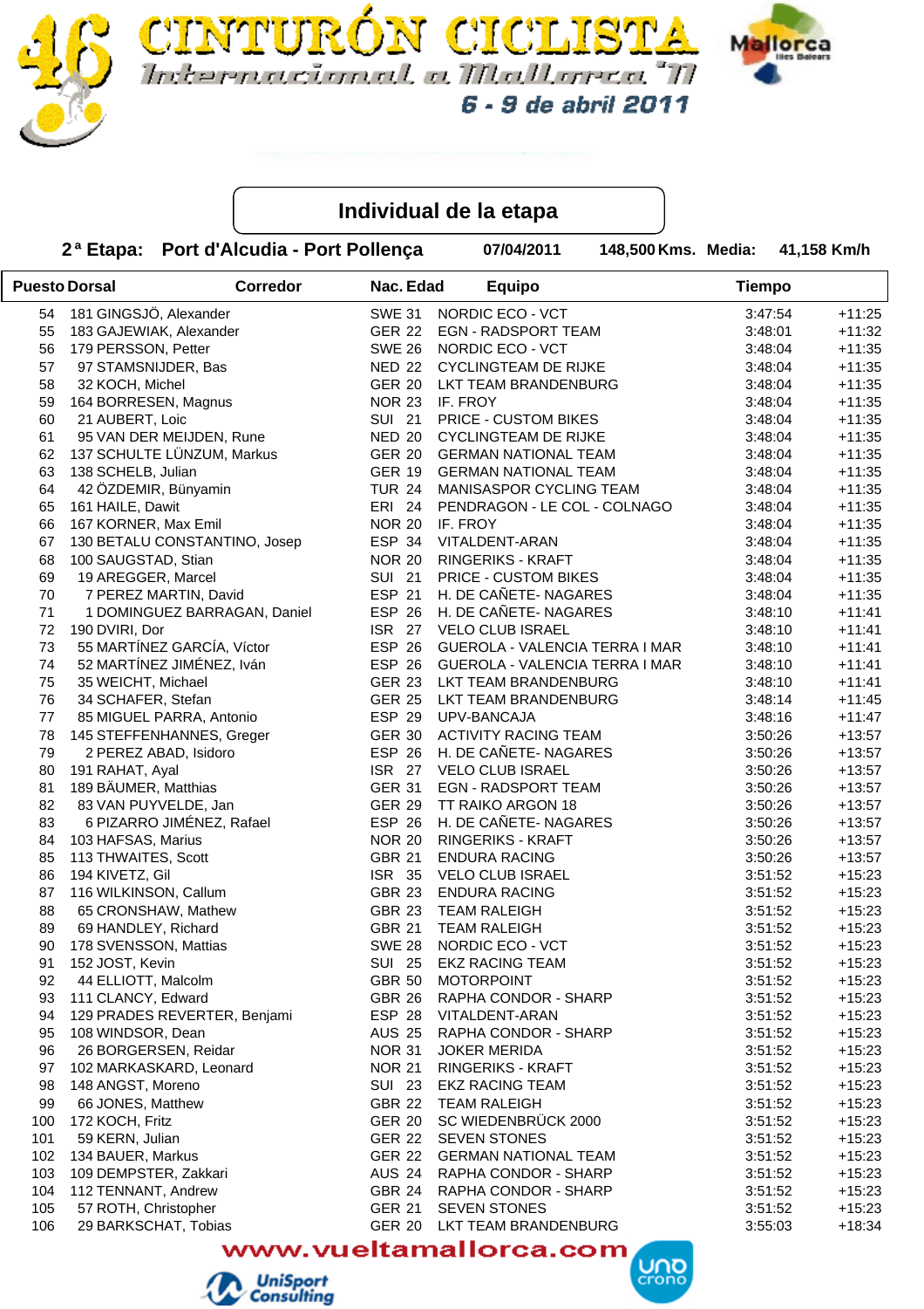# 46 CINTURÓN CICLISTA Internacional a Mallorca '11

6 - 9 de abril 2011

## Individual de la etapa

**2ª Etapa: Port d'Alcudia - Port Pollença** 07/04/2011 148,500 Kms. Media: 41,158 Km/h

| Puesto | Dorsal | Corredor | Nac. | Edad | Equipo | Tiempo | |
|---|---|---|---|---|---|---|---|
| 54 | 181 | GINGSJÖ, Alexander | SWE | 31 | NORDIC ECO - VCT | 3:47:54 | +11:25 |
| 55 | 183 | GAJEWIAK, Alexander | GER | 22 | EGN - RADSPORT TEAM | 3:48:01 | +11:32 |
| 56 | 179 | PERSSON, Petter | SWE | 26 | NORDIC ECO - VCT | 3:48:04 | +11:35 |
| 57 | 97 | STAMSNIJDER, Bas | NED | 22 | CYCLINGTEAM DE RIJKE | 3:48:04 | +11:35 |
| 58 | 32 | KOCH, Michel | GER | 20 | LKT TEAM BRANDENBURG | 3:48:04 | +11:35 |
| 59 | 164 | BORRESEN, Magnus | NOR | 23 | IF. FROY | 3:48:04 | +11:35 |
| 60 | 21 | AUBERT, Loic | SUI | 21 | PRICE - CUSTOM BIKES | 3:48:04 | +11:35 |
| 61 | 95 | VAN DER MEIJDEN, Rune | NED | 20 | CYCLINGTEAM DE RIJKE | 3:48:04 | +11:35 |
| 62 | 137 | SCHULTE LÜNZUM, Markus | GER | 20 | GERMAN NATIONAL TEAM | 3:48:04 | +11:35 |
| 63 | 138 | SCHELB, Julian | GER | 19 | GERMAN NATIONAL TEAM | 3:48:04 | +11:35 |
| 64 | 42 | ÖZDEMIR, Bünyamin | TUR | 24 | MANISASPOR CYCLING TEAM | 3:48:04 | +11:35 |
| 65 | 161 | HAILE, Dawit | ERI | 24 | PENDRAGON - LE COL - COLNAGO | 3:48:04 | +11:35 |
| 66 | 167 | KORNER, Max Emil | NOR | 20 | IF. FROY | 3:48:04 | +11:35 |
| 67 | 130 | BETALU CONSTANTINO, Josep | ESP | 34 | VITALDENT-ARAN | 3:48:04 | +11:35 |
| 68 | 100 | SAUGSTAD, Stian | NOR | 20 | RINGERIKS - KRAFT | 3:48:04 | +11:35 |
| 69 | 19 | AREGGER, Marcel | SUI | 21 | PRICE - CUSTOM BIKES | 3:48:04 | +11:35 |
| 70 | 7 | PEREZ MARTIN, David | ESP | 21 | H. DE CAÑETE- NAGARES | 3:48:04 | +11:35 |
| 71 | 1 | DOMINGUEZ BARRAGAN, Daniel | ESP | 26 | H. DE CAÑETE- NAGARES | 3:48:10 | +11:41 |
| 72 | 190 | DVIRI, Dor | ISR | 27 | VELO CLUB ISRAEL | 3:48:10 | +11:41 |
| 73 | 55 | MARTÍNEZ GARCÍA, Víctor | ESP | 26 | GUEROLA - VALENCIA TERRA I MAR | 3:48:10 | +11:41 |
| 74 | 52 | MARTÍNEZ JIMÉNEZ, Iván | ESP | 26 | GUEROLA - VALENCIA TERRA I MAR | 3:48:10 | +11:41 |
| 75 | 35 | WEICHT, Michael | GER | 23 | LKT TEAM BRANDENBURG | 3:48:10 | +11:41 |
| 76 | 34 | SCHAFER, Stefan | GER | 25 | LKT TEAM BRANDENBURG | 3:48:14 | +11:45 |
| 77 | 85 | MIGUEL PARRA, Antonio | ESP | 29 | UPV-BANCAJA | 3:48:16 | +11:47 |
| 78 | 145 | STEFFENHANNES, Greger | GER | 30 | ACTIVITY RACING TEAM | 3:50:26 | +13:57 |
| 79 | 2 | PEREZ ABAD, Isidoro | ESP | 26 | H. DE CAÑETE- NAGARES | 3:50:26 | +13:57 |
| 80 | 191 | RAHAT, Ayal | ISR | 27 | VELO CLUB ISRAEL | 3:50:26 | +13:57 |
| 81 | 189 | BÄUMER, Matthias | GER | 31 | EGN - RADSPORT TEAM | 3:50:26 | +13:57 |
| 82 | 83 | VAN PUYVELDE, Jan | GER | 29 | TT RAIKO ARGON 18 | 3:50:26 | +13:57 |
| 83 | 6 | PIZARRO JIMÉNEZ, Rafael | ESP | 26 | H. DE CAÑETE- NAGARES | 3:50:26 | +13:57 |
| 84 | 103 | HAFSAS, Marius | NOR | 20 | RINGERIKS - KRAFT | 3:50:26 | +13:57 |
| 85 | 113 | THWAITES, Scott | GBR | 21 | ENDURA RACING | 3:50:26 | +13:57 |
| 86 | 194 | KIVETZ, Gil | ISR | 35 | VELO CLUB ISRAEL | 3:51:52 | +15:23 |
| 87 | 116 | WILKINSON, Callum | GBR | 23 | ENDURA RACING | 3:51:52 | +15:23 |
| 88 | 65 | CRONSHAW, Mathew | GBR | 23 | TEAM RALEIGH | 3:51:52 | +15:23 |
| 89 | 69 | HANDLEY, Richard | GBR | 21 | TEAM RALEIGH | 3:51:52 | +15:23 |
| 90 | 178 | SVENSSON, Mattias | SWE | 28 | NORDIC ECO - VCT | 3:51:52 | +15:23 |
| 91 | 152 | JOST, Kevin | SUI | 25 | EKZ RACING TEAM | 3:51:52 | +15:23 |
| 92 | 44 | ELLIOTT, Malcolm | GBR | 50 | MOTORPOINT | 3:51:52 | +15:23 |
| 93 | 111 | CLANCY, Edward | GBR | 26 | RAPHA CONDOR - SHARP | 3:51:52 | +15:23 |
| 94 | 129 | PRADES REVERTER, Benjami | ESP | 28 | VITALDENT-ARAN | 3:51:52 | +15:23 |
| 95 | 108 | WINDSOR, Dean | AUS | 25 | RAPHA CONDOR - SHARP | 3:51:52 | +15:23 |
| 96 | 26 | BORGERSEN, Reidar | NOR | 31 | JOKER MERIDA | 3:51:52 | +15:23 |
| 97 | 102 | MARKASKARD, Leonard | NOR | 21 | RINGERIKS - KRAFT | 3:51:52 | +15:23 |
| 98 | 148 | ANGST, Moreno | SUI | 23 | EKZ RACING TEAM | 3:51:52 | +15:23 |
| 99 | 66 | JONES, Matthew | GBR | 22 | TEAM RALEIGH | 3:51:52 | +15:23 |
| 100 | 172 | KOCH, Fritz | GER | 20 | SC WIEDENBRÜCK 2000 | 3:51:52 | +15:23 |
| 101 | 59 | KERN, Julian | GER | 22 | SEVEN STONES | 3:51:52 | +15:23 |
| 102 | 134 | BAUER, Markus | GER | 22 | GERMAN NATIONAL TEAM | 3:51:52 | +15:23 |
| 103 | 109 | DEMPSTER, Zakkari | AUS | 24 | RAPHA CONDOR - SHARP | 3:51:52 | +15:23 |
| 104 | 112 | TENNANT, Andrew | GBR | 24 | RAPHA CONDOR - SHARP | 3:51:52 | +15:23 |
| 105 | 57 | ROTH, Christopher | GER | 21 | SEVEN STONES | 3:51:52 | +15:23 |
| 106 | 29 | BARKSCHAT, Tobias | GER | 20 | LKT TEAM BRANDENBURG | 3:55:03 | +18:34 |

www.vueltamallorca.com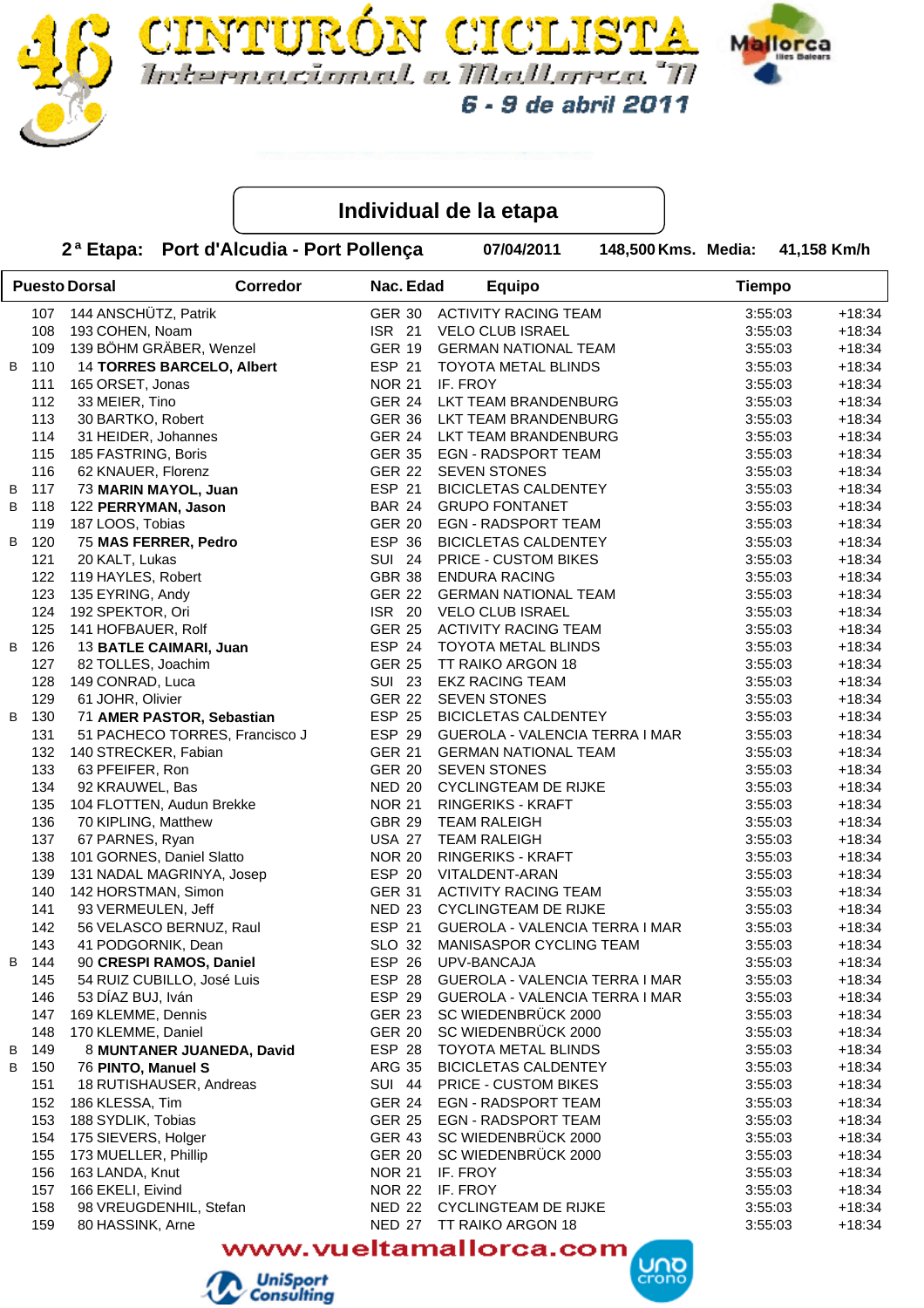# 46 CINTURÓN CICLISTA Internacional a Mallorca '11

6 - 9 de abril 2011

## Individual de la etapa

**2ª Etapa: Port d'Alcudia - Port Pollença** 07/04/2011 148,500 Kms. Media: 41,158 Km/h

| | Puesto | Dorsal | Corredor | Nac. | Edad | Equipo | Tiempo | |
|---|---|---|---|---|---|---|---|---|
| | 107 | 144 | ANSCHÜTZ, Patrik | GER | 30 | ACTIVITY RACING TEAM | 3:55:03 | +18:34 |
| | 108 | 193 | COHEN, Noam | ISR | 21 | VELO CLUB ISRAEL | 3:55:03 | +18:34 |
| | 109 | 139 | BÖHM GRÄBER, Wenzel | GER | 19 | GERMAN NATIONAL TEAM | 3:55:03 | +18:34 |
| B | 110 | 14 | **TORRES BARCELO, Albert** | ESP | 21 | TOYOTA METAL BLINDS | 3:55:03 | +18:34 |
| | 111 | 165 | ORSET, Jonas | NOR | 21 | IF. FROY | 3:55:03 | +18:34 |
| | 112 | 33 | MEIER, Tino | GER | 24 | LKT TEAM BRANDENBURG | 3:55:03 | +18:34 |
| | 113 | 30 | BARTKO, Robert | GER | 36 | LKT TEAM BRANDENBURG | 3:55:03 | +18:34 |
| | 114 | 31 | HEIDER, Johannes | GER | 24 | LKT TEAM BRANDENBURG | 3:55:03 | +18:34 |
| | 115 | 185 | FASTRING, Boris | GER | 35 | EGN - RADSPORT TEAM | 3:55:03 | +18:34 |
| | 116 | 62 | KNAUER, Florenz | GER | 22 | SEVEN STONES | 3:55:03 | +18:34 |
| B | 117 | 73 | **MARIN MAYOL, Juan** | ESP | 21 | BICICLETAS CALDENTEY | 3:55:03 | +18:34 |
| B | 118 | 122 | **PERRYMAN, Jason** | BAR | 24 | GRUPO FONTANET | 3:55:03 | +18:34 |
| | 119 | 187 | LOOS, Tobias | GER | 20 | EGN - RADSPORT TEAM | 3:55:03 | +18:34 |
| B | 120 | 75 | **MAS FERRER, Pedro** | ESP | 36 | BICICLETAS CALDENTEY | 3:55:03 | +18:34 |
| | 121 | 20 | KALT, Lukas | SUI | 24 | PRICE - CUSTOM BIKES | 3:55:03 | +18:34 |
| | 122 | 119 | HAYLES, Robert | GBR | 38 | ENDURA RACING | 3:55:03 | +18:34 |
| | 123 | 135 | EYRING, Andy | GER | 22 | GERMAN NATIONAL TEAM | 3:55:03 | +18:34 |
| | 124 | 192 | SPEKTOR, Ori | ISR | 20 | VELO CLUB ISRAEL | 3:55:03 | +18:34 |
| | 125 | 141 | HOFBAUER, Rolf | GER | 25 | ACTIVITY RACING TEAM | 3:55:03 | +18:34 |
| B | 126 | 13 | **BATLE CAIMARI, Juan** | ESP | 24 | TOYOTA METAL BLINDS | 3:55:03 | +18:34 |
| | 127 | 82 | TOLLES, Joachim | GER | 25 | TT RAIKO ARGON 18 | 3:55:03 | +18:34 |
| | 128 | 149 | CONRAD, Luca | SUI | 23 | EKZ RACING TEAM | 3:55:03 | +18:34 |
| | 129 | 61 | JOHR, Olivier | GER | 22 | SEVEN STONES | 3:55:03 | +18:34 |
| B | 130 | 71 | **AMER PASTOR, Sebastian** | ESP | 25 | BICICLETAS CALDENTEY | 3:55:03 | +18:34 |
| | 131 | 51 | PACHECO TORRES, Francisco J | ESP | 29 | GUEROLA - VALENCIA TERRA I MAR | 3:55:03 | +18:34 |
| | 132 | 140 | STRECKER, Fabian | GER | 21 | GERMAN NATIONAL TEAM | 3:55:03 | +18:34 |
| | 133 | 63 | PFEIFER, Ron | GER | 20 | SEVEN STONES | 3:55:03 | +18:34 |
| | 134 | 92 | KRAUWEL, Bas | NED | 20 | CYCLINGTEAM DE RIJKE | 3:55:03 | +18:34 |
| | 135 | 104 | FLOTTEN, Audun Brekke | NOR | 21 | RINGERIKS - KRAFT | 3:55:03 | +18:34 |
| | 136 | 70 | KIPLING, Matthew | GBR | 29 | TEAM RALEIGH | 3:55:03 | +18:34 |
| | 137 | 67 | PARNES, Ryan | USA | 27 | TEAM RALEIGH | 3:55:03 | +18:34 |
| | 138 | 101 | GORNES, Daniel Slatto | NOR | 20 | RINGERIKS - KRAFT | 3:55:03 | +18:34 |
| | 139 | 131 | NADAL MAGRINYA, Josep | ESP | 20 | VITALDENT-ARAN | 3:55:03 | +18:34 |
| | 140 | 142 | HORSTMAN, Simon | GER | 31 | ACTIVITY RACING TEAM | 3:55:03 | +18:34 |
| | 141 | 93 | VERMEULEN, Jeff | NED | 23 | CYCLINGTEAM DE RIJKE | 3:55:03 | +18:34 |
| | 142 | 56 | VELASCO BERNUZ, Raul | ESP | 21 | GUEROLA - VALENCIA TERRA I MAR | 3:55:03 | +18:34 |
| | 143 | 41 | PODGORNIK, Dean | SLO | 32 | MANISASPOR CYCLING TEAM | 3:55:03 | +18:34 |
| B | 144 | 90 | **CRESPI RAMOS, Daniel** | ESP | 26 | UPV-BANCAJA | 3:55:03 | +18:34 |
| | 145 | 54 | RUIZ CUBILLO, José Luis | ESP | 28 | GUEROLA - VALENCIA TERRA I MAR | 3:55:03 | +18:34 |
| | 146 | 53 | DÍAZ BUJ, Iván | ESP | 29 | GUEROLA - VALENCIA TERRA I MAR | 3:55:03 | +18:34 |
| | 147 | 169 | KLEMME, Dennis | GER | 23 | SC WIEDENBRÜCK 2000 | 3:55:03 | +18:34 |
| | 148 | 170 | KLEMME, Daniel | GER | 20 | SC WIEDENBRÜCK 2000 | 3:55:03 | +18:34 |
| B | 149 | 8 | **MUNTANER JUANEDA, David** | ESP | 28 | TOYOTA METAL BLINDS | 3:55:03 | +18:34 |
| B | 150 | 76 | **PINTO, Manuel S** | ARG | 35 | BICICLETAS CALDENTEY | 3:55:03 | +18:34 |
| | 151 | 18 | RUTISHAUSER, Andreas | SUI | 44 | PRICE - CUSTOM BIKES | 3:55:03 | +18:34 |
| | 152 | 186 | KLESSA, Tim | GER | 24 | EGN - RADSPORT TEAM | 3:55:03 | +18:34 |
| | 153 | 188 | SYDLIK, Tobias | GER | 25 | EGN - RADSPORT TEAM | 3:55:03 | +18:34 |
| | 154 | 175 | SIEVERS, Holger | GER | 43 | SC WIEDENBRÜCK 2000 | 3:55:03 | +18:34 |
| | 155 | 173 | MUELLER, Phillip | GER | 20 | SC WIEDENBRÜCK 2000 | 3:55:03 | +18:34 |
| | 156 | 163 | LANDA, Knut | NOR | 21 | IF. FROY | 3:55:03 | +18:34 |
| | 157 | 166 | EKELI, Eivind | NOR | 22 | IF. FROY | 3:55:03 | +18:34 |
| | 158 | 98 | VREUGDENHIL, Stefan | NED | 22 | CYCLINGTEAM DE RIJKE | 3:55:03 | +18:34 |
| | 159 | 80 | HASSINK, Arne | NED | 27 | TT RAIKO ARGON 18 | 3:55:03 | +18:34 |

www.vueltamallorca.com

UniSport Consulting — uno crono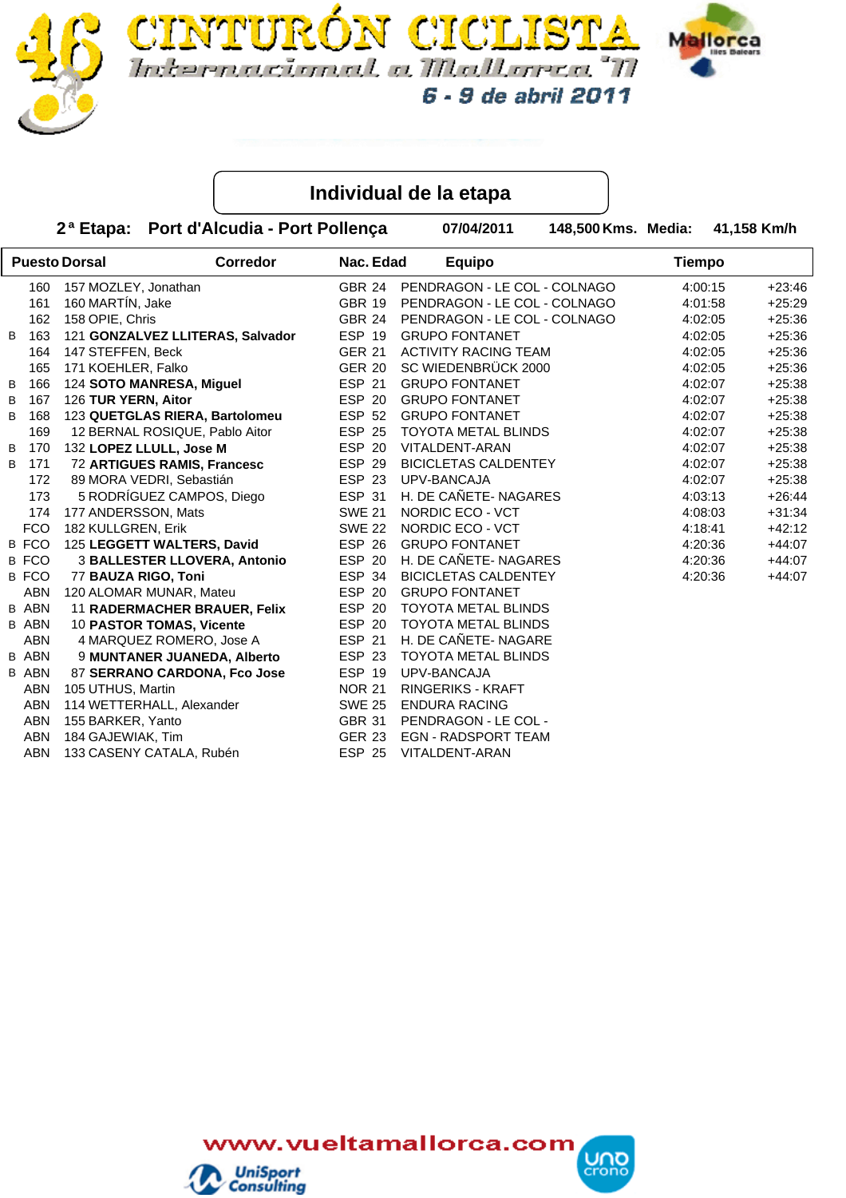# CINTURÓN CICLISTA Internacional a Mallorca '11

6 - 9 de abril 2011

## Individual de la etapa

**2ª Etapa: Port d'Alcudia - Port Pollença** 07/04/2011 148,500 Kms. Media: 41,158 Km/h

| | Puesto | Dorsal | Corredor | Nac. | Edad | Equipo | Tiempo | |
|---|---|---|---|---|---|---|---|---|
| | 160 | 157 | MOZLEY, Jonathan | GBR | 24 | PENDRAGON - LE COL - COLNAGO | 4:00:15 | +23:46 |
| | 161 | 160 | MARTÍN, Jake | GBR | 19 | PENDRAGON - LE COL - COLNAGO | 4:01:58 | +25:29 |
| | 162 | 158 | OPIE, Chris | GBR | 24 | PENDRAGON - LE COL - COLNAGO | 4:02:05 | +25:36 |
| B | 163 | 121 | **GONZALVEZ LLITERAS, Salvador** | ESP | 19 | GRUPO FONTANET | 4:02:05 | +25:36 |
| | 164 | 147 | STEFFEN, Beck | GER | 21 | ACTIVITY RACING TEAM | 4:02:05 | +25:36 |
| | 165 | 171 | KOEHLER, Falko | GER | 20 | SC WIEDENBRÜCK 2000 | 4:02:05 | +25:36 |
| B | 166 | 124 | **SOTO MANRESA, Miguel** | ESP | 21 | GRUPO FONTANET | 4:02:07 | +25:38 |
| B | 167 | 126 | **TUR YERN, Aitor** | ESP | 20 | GRUPO FONTANET | 4:02:07 | +25:38 |
| B | 168 | 123 | **QUETGLAS RIERA, Bartolomeu** | ESP | 52 | GRUPO FONTANET | 4:02:07 | +25:38 |
| | 169 | 12 | BERNAL ROSIQUE, Pablo Aitor | ESP | 25 | TOYOTA METAL BLINDS | 4:02:07 | +25:38 |
| B | 170 | 132 | **LOPEZ LLULL, Jose M** | ESP | 20 | VITALDENT-ARAN | 4:02:07 | +25:38 |
| B | 171 | 72 | **ARTIGUES RAMIS, Francesc** | ESP | 29 | BICICLETAS CALDENTEY | 4:02:07 | +25:38 |
| | 172 | 89 | MORA VEDRI, Sebastián | ESP | 23 | UPV-BANCAJA | 4:02:07 | +25:38 |
| | 173 | 5 | RODRÍGUEZ CAMPOS, Diego | ESP | 31 | H. DE CAÑETE- NAGARES | 4:03:13 | +26:44 |
| | 174 | 177 | ANDERSSON, Mats | SWE | 21 | NORDIC ECO - VCT | 4:08:03 | +31:34 |
| | FCO | 182 | KULLGREN, Erik | SWE | 22 | NORDIC ECO - VCT | 4:18:41 | +42:12 |
| B | FCO | 125 | **LEGGETT WALTERS, David** | ESP | 26 | GRUPO FONTANET | 4:20:36 | +44:07 |
| B | FCO | 3 | **BALLESTER LLOVERA, Antonio** | ESP | 20 | H. DE CAÑETE- NAGARES | 4:20:36 | +44:07 |
| B | FCO | 77 | **BAUZA RIGO, Toni** | ESP | 34 | BICICLETAS CALDENTEY | 4:20:36 | +44:07 |
| | ABN | 120 | ALOMAR MUNAR, Mateu | ESP | 20 | GRUPO FONTANET | | |
| B | ABN | 11 | **RADERMACHER BRAUER, Felix** | ESP | 20 | TOYOTA METAL BLINDS | | |
| B | ABN | 10 | **PASTOR TOMAS, Vicente** | ESP | 20 | TOYOTA METAL BLINDS | | |
| | ABN | 4 | MARQUEZ ROMERO, Jose A | ESP | 21 | H. DE CAÑETE- NAGARE | | |
| B | ABN | 9 | **MUNTANER JUANEDA, Alberto** | ESP | 23 | TOYOTA METAL BLINDS | | |
| B | ABN | 87 | **SERRANO CARDONA, Fco Jose** | ESP | 19 | UPV-BANCAJA | | |
| | ABN | 105 | UTHUS, Martin | NOR | 21 | RINGERIKS - KRAFT | | |
| | ABN | 114 | WETTERHALL, Alexander | SWE | 25 | ENDURA RACING | | |
| | ABN | 155 | BARKER, Yanto | GBR | 31 | PENDRAGON - LE COL - | | |
| | ABN | 184 | GAJEWIAK, Tim | GER | 23 | EGN - RADSPORT TEAM | | |
| | ABN | 133 | CASENY CATALA, Rubén | ESP | 25 | VITALDENT-ARAN | | |

www.vueltamallorca.com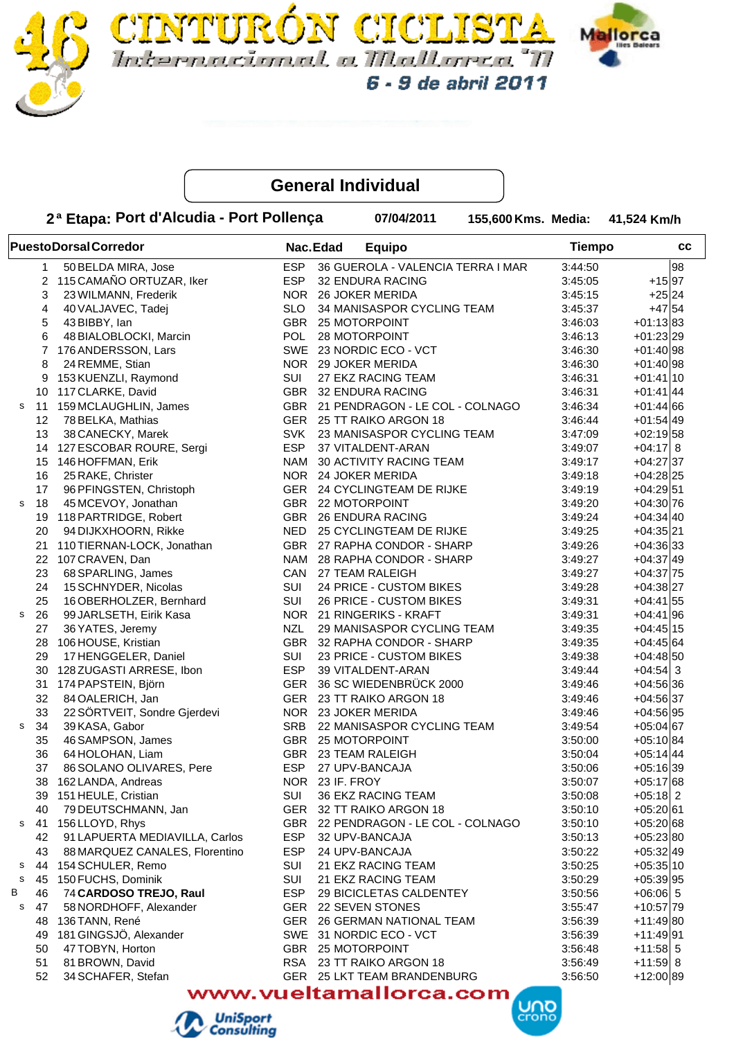# 46 CINTURÓN CICLISTA Internacional a Mallorca '11

6 - 9 de abril 2011

## General Individual

**2ª Etapa: Port d'Alcudia - Port Pollença** | **07/04/2011** | **155,600 Kms.** | **Media: 41,524 Km/h**

| | Puesto | Dorsal | Corredor | Nac. | Edad | Equipo | Tiempo | | cc |
|---|---|---|---|---|---|---|---|---|---|
| | 1 | 50 | BELDA MIRA, Jose | ESP | 36 | GUEROLA - VALENCIA TERRA I MAR | 3:44:50 | | 98 |
| | 2 | 115 | CAMAÑO ORTUZAR, Iker | ESP | 32 | ENDURA RACING | 3:45:05 | +15 | 97 |
| | 3 | 23 | WILMANN, Frederik | NOR | 26 | JOKER MERIDA | 3:45:15 | +25 | 24 |
| | 4 | 40 | VALJAVEC, Tadej | SLO | 34 | MANISASPOR CYCLING TEAM | 3:45:37 | +47 | 54 |
| | 5 | 43 | BIBBY, Ian | GBR | 25 | MOTORPOINT | 3:46:03 | +01:13 | 83 |
| | 6 | 48 | BIALOBLOCKI, Marcin | POL | 28 | MOTORPOINT | 3:46:13 | +01:23 | 29 |
| | 7 | 176 | ANDERSSON, Lars | SWE | 23 | NORDIC ECO - VCT | 3:46:30 | +01:40 | 98 |
| | 8 | 24 | REMME, Stian | NOR | 29 | JOKER MERIDA | 3:46:30 | +01:40 | 98 |
| | 9 | 153 | KUENZLI, Raymond | SUI | 27 | EKZ RACING TEAM | 3:46:31 | +01:41 | 10 |
| | 10 | 117 | CLARKE, David | GBR | 32 | ENDURA RACING | 3:46:31 | +01:41 | 44 |
| s | 11 | 159 | MCLAUGHLIN, James | GBR | 21 | PENDRAGON - LE COL - COLNAGO | 3:46:34 | +01:44 | 66 |
| | 12 | 78 | BELKA, Mathias | GER | 25 | TT RAIKO ARGON 18 | 3:46:44 | +01:54 | 49 |
| | 13 | 38 | CANECKY, Marek | SVK | 23 | MANISASPOR CYCLING TEAM | 3:47:09 | +02:19 | 58 |
| | 14 | 127 | ESCOBAR ROURE, Sergi | ESP | 37 | VITALDENT-ARAN | 3:49:07 | +04:17 | 8 |
| | 15 | 146 | HOFFMAN, Erik | NAM | 30 | ACTIVITY RACING TEAM | 3:49:17 | +04:27 | 37 |
| | 16 | 25 | RAKE, Christer | NOR | 24 | JOKER MERIDA | 3:49:18 | +04:28 | 25 |
| | 17 | 96 | PFINGSTEN, Christoph | GER | 24 | CYCLINGTEAM DE RIJKE | 3:49:19 | +04:29 | 51 |
| s | 18 | 45 | MCEVOY, Jonathan | GBR | 22 | MOTORPOINT | 3:49:20 | +04:30 | 76 |
| | 19 | 118 | PARTRIDGE, Robert | GBR | 26 | ENDURA RACING | 3:49:24 | +04:34 | 40 |
| | 20 | 94 | DIJKXHOORN, Rikke | NED | 25 | CYCLINGTEAM DE RIJKE | 3:49:25 | +04:35 | 21 |
| | 21 | 110 | TIERNAN-LOCK, Jonathan | GBR | 27 | RAPHA CONDOR - SHARP | 3:49:26 | +04:36 | 33 |
| | 22 | 107 | CRAVEN, Dan | NAM | 28 | RAPHA CONDOR - SHARP | 3:49:27 | +04:37 | 49 |
| | 23 | 68 | SPARLING, James | CAN | 27 | TEAM RALEIGH | 3:49:27 | +04:37 | 75 |
| | 24 | 15 | SCHNYDER, Nicolas | SUI | 24 | PRICE - CUSTOM BIKES | 3:49:28 | +04:38 | 27 |
| | 25 | 16 | OBERHOLZER, Bernhard | SUI | 26 | PRICE - CUSTOM BIKES | 3:49:31 | +04:41 | 55 |
| s | 26 | 99 | JARLSETH, Eirik Kasa | NOR | 21 | RINGERIKS - KRAFT | 3:49:31 | +04:41 | 96 |
| | 27 | 36 | YATES, Jeremy | NZL | 29 | MANISASPOR CYCLING TEAM | 3:49:35 | +04:45 | 15 |
| | 28 | 106 | HOUSE, Kristian | GBR | 32 | RAPHA CONDOR - SHARP | 3:49:35 | +04:45 | 64 |
| | 29 | 17 | HENGGELER, Daniel | SUI | 23 | PRICE - CUSTOM BIKES | 3:49:38 | +04:48 | 50 |
| | 30 | 128 | ZUGASTI ARRESE, Ibon | ESP | 39 | VITALDENT-ARAN | 3:49:44 | +04:54 | 3 |
| | 31 | 174 | PAPSTEIN, Björn | GER | 36 | SC WIEDENBRÜCK 2000 | 3:49:46 | +04:56 | 36 |
| | 32 | 84 | OALERICH, Jan | GER | 23 | TT RAIKO ARGON 18 | 3:49:46 | +04:56 | 37 |
| | 33 | 22 | SÖRTVEIT, Sondre Gjerdevi | NOR | 23 | JOKER MERIDA | 3:49:46 | +04:56 | 95 |
| s | 34 | 39 | KASA, Gabor | SRB | 22 | MANISASPOR CYCLING TEAM | 3:49:54 | +05:04 | 67 |
| | 35 | 46 | SAMPSON, James | GBR | 25 | MOTORPOINT | 3:50:00 | +05:10 | 84 |
| | 36 | 64 | HOLOHAN, Liam | GBR | 23 | TEAM RALEIGH | 3:50:04 | +05:14 | 44 |
| | 37 | 86 | SOLANO OLIVARES, Pere | ESP | 27 | UPV-BANCAJA | 3:50:06 | +05:16 | 39 |
| | 38 | 162 | LANDA, Andreas | NOR | 23 | IF. FROY | 3:50:07 | +05:17 | 68 |
| | 39 | 151 | HEULE, Cristian | SUI | 36 | EKZ RACING TEAM | 3:50:08 | +05:18 | 2 |
| | 40 | 79 | DEUTSCHMANN, Jan | GER | 32 | TT RAIKO ARGON 18 | 3:50:10 | +05:20 | 61 |
| s | 41 | 156 | LLOYD, Rhys | GBR | 22 | PENDRAGON - LE COL - COLNAGO | 3:50:10 | +05:20 | 68 |
| | 42 | 91 | LAPUERTA MEDIAVILLA, Carlos | ESP | 32 | UPV-BANCAJA | 3:50:13 | +05:23 | 80 |
| | 43 | 88 | MARQUEZ CANALES, Florentino | ESP | 24 | UPV-BANCAJA | 3:50:22 | +05:32 | 49 |
| s | 44 | 154 | SCHULER, Remo | SUI | 21 | EKZ RACING TEAM | 3:50:25 | +05:35 | 10 |
| s | 45 | 150 | FUCHS, Dominik | SUI | 21 | EKZ RACING TEAM | 3:50:29 | +05:39 | 95 |
| B | 46 | 74 | **CARDOSO TREJO, Raul** | ESP | 29 | BICICLETAS CALDENTEY | 3:50:56 | +06:06 | 5 |
| s | 47 | 58 | NORDHOFF, Alexander | GER | 22 | SEVEN STONES | 3:55:47 | +10:57 | 79 |
| | 48 | 136 | TANN, René | GER | 26 | GERMAN NATIONAL TEAM | 3:56:39 | +11:49 | 80 |
| | 49 | 181 | GINGSJÖ, Alexander | SWE | 31 | NORDIC ECO - VCT | 3:56:39 | +11:49 | 91 |
| | 50 | 47 | TOBYN, Horton | GBR | 25 | MOTORPOINT | 3:56:48 | +11:58 | 5 |
| | 51 | 81 | BROWN, David | RSA | 23 | TT RAIKO ARGON 18 | 3:56:49 | +11:59 | 8 |
| | 52 | 34 | SCHAFER, Stefan | GER | 25 | LKT TEAM BRANDENBURG | 3:56:50 | +12:00 | 89 |

www.vueltamallorca.com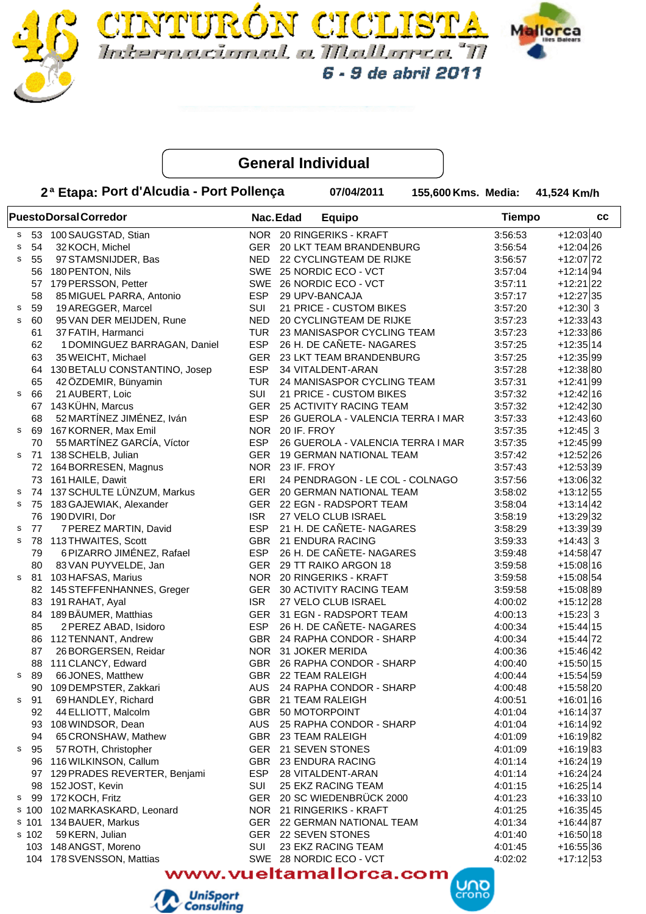# CINTURÓN CICLISTA Internacional a Mallorca '11

6 - 9 de abril 2011

## General Individual

**2ª Etapa: Port d'Alcudia - Port Pollença** 07/04/2011 155,600 Kms. Media: 41,524 Km/h

| | Puesto | Dorsal | Corredor | Nac. | Edad | Equipo | Tiempo | | cc |
|---|---|---|---|---|---|---|---|---|---|
| s | 53 | 100 | SAUGSTAD, Stian | NOR | 20 | RINGERIKS - KRAFT | 3:56:53 | +12:03 | 40 |
| s | 54 | 32 | KOCH, Michel | GER | 20 | LKT TEAM BRANDENBURG | 3:56:54 | +12:04 | 26 |
| s | 55 | 97 | STAMSNIJDER, Bas | NED | 22 | CYCLINGTEAM DE RIJKE | 3:56:57 | +12:07 | 72 |
| | 56 | 180 | PENTON, Nils | SWE | 25 | NORDIC ECO - VCT | 3:57:04 | +12:14 | 94 |
| | 57 | 179 | PERSSON, Petter | SWE | 26 | NORDIC ECO - VCT | 3:57:11 | +12:21 | 22 |
| | 58 | 85 | MIGUEL PARRA, Antonio | ESP | 29 | UPV-BANCAJA | 3:57:17 | +12:27 | 35 |
| s | 59 | 19 | AREGGER, Marcel | SUI | 21 | PRICE - CUSTOM BIKES | 3:57:20 | +12:30 | 3 |
| s | 60 | 95 | VAN DER MEIJDEN, Rune | NED | 20 | CYCLINGTEAM DE RIJKE | 3:57:23 | +12:33 | 43 |
| | 61 | 37 | FATIH, Harmanci | TUR | 23 | MANISASPOR CYCLING TEAM | 3:57:23 | +12:33 | 86 |
| | 62 | 1 | DOMINGUEZ BARRAGAN, Daniel | ESP | 26 | H. DE CAÑETE- NAGARES | 3:57:25 | +12:35 | 14 |
| | 63 | 35 | WEICHT, Michael | GER | 23 | LKT TEAM BRANDENBURG | 3:57:25 | +12:35 | 99 |
| | 64 | 130 | BETALU CONSTANTINO, Josep | ESP | 34 | VITALDENT-ARAN | 3:57:28 | +12:38 | 80 |
| | 65 | 42 | ÖZDEMIR, Bünyamin | TUR | 24 | MANISASPOR CYCLING TEAM | 3:57:31 | +12:41 | 99 |
| s | 66 | 21 | AUBERT, Loic | SUI | 21 | PRICE - CUSTOM BIKES | 3:57:32 | +12:42 | 16 |
| | 67 | 143 | KÜHN, Marcus | GER | 25 | ACTIVITY RACING TEAM | 3:57:32 | +12:42 | 30 |
| | 68 | 52 | MARTÍNEZ JIMÉNEZ, Iván | ESP | 26 | GUEROLA - VALENCIA TERRA I MAR | 3:57:33 | +12:43 | 60 |
| s | 69 | 167 | KORNER, Max Emil | NOR | 20 | IF. FROY | 3:57:35 | +12:45 | 3 |
| | 70 | 55 | MARTÍNEZ GARCÍA, Víctor | ESP | 26 | GUEROLA - VALENCIA TERRA I MAR | 3:57:35 | +12:45 | 99 |
| s | 71 | 138 | SCHELB, Julian | GER | 19 | GERMAN NATIONAL TEAM | 3:57:42 | +12:52 | 26 |
| | 72 | 164 | BORRESEN, Magnus | NOR | 23 | IF. FROY | 3:57:43 | +12:53 | 39 |
| | 73 | 161 | HAILE, Dawit | ERI | 24 | PENDRAGON - LE COL - COLNAGO | 3:57:56 | +13:06 | 32 |
| s | 74 | 137 | SCHULTE LÜNZUM, Markus | GER | 20 | GERMAN NATIONAL TEAM | 3:58:02 | +13:12 | 55 |
| s | 75 | 183 | GAJEWIAK, Alexander | GER | 22 | EGN - RADSPORT TEAM | 3:58:04 | +13:14 | 42 |
| | 76 | 190 | DVIRI, Dor | ISR | 27 | VELO CLUB ISRAEL | 3:58:19 | +13:29 | 32 |
| s | 77 | 7 | PEREZ MARTIN, David | ESP | 21 | H. DE CAÑETE- NAGARES | 3:58:29 | +13:39 | 39 |
| s | 78 | 113 | THWAITES, Scott | GBR | 21 | ENDURA RACING | 3:59:33 | +14:43 | 3 |
| | 79 | 6 | PIZARRO JIMÉNEZ, Rafael | ESP | 26 | H. DE CAÑETE- NAGARES | 3:59:48 | +14:58 | 47 |
| | 80 | 83 | VAN PUYVELDE, Jan | GER | 29 | TT RAIKO ARGON 18 | 3:59:58 | +15:08 | 16 |
| s | 81 | 103 | HAFSAS, Marius | NOR | 20 | RINGERIKS - KRAFT | 3:59:58 | +15:08 | 54 |
| | 82 | 145 | STEFFENHANNES, Greger | GER | 30 | ACTIVITY RACING TEAM | 3:59:58 | +15:08 | 89 |
| | 83 | 191 | RAHAT, Ayal | ISR | 27 | VELO CLUB ISRAEL | 4:00:02 | +15:12 | 28 |
| | 84 | 189 | BÄUMER, Matthias | GER | 31 | EGN - RADSPORT TEAM | 4:00:13 | +15:23 | 3 |
| | 85 | 2 | PEREZ ABAD, Isidoro | ESP | 26 | H. DE CAÑETE- NAGARES | 4:00:34 | +15:44 | 15 |
| | 86 | 112 | TENNANT, Andrew | GBR | 24 | RAPHA CONDOR - SHARP | 4:00:34 | +15:44 | 72 |
| | 87 | 26 | BORGERSEN, Reidar | NOR | 31 | JOKER MERIDA | 4:00:36 | +15:46 | 42 |
| | 88 | 111 | CLANCY, Edward | GBR | 26 | RAPHA CONDOR - SHARP | 4:00:40 | +15:50 | 15 |
| s | 89 | 66 | JONES, Matthew | GBR | 22 | TEAM RALEIGH | 4:00:44 | +15:54 | 59 |
| | 90 | 109 | DEMPSTER, Zakkari | AUS | 24 | RAPHA CONDOR - SHARP | 4:00:48 | +15:58 | 20 |
| s | 91 | 69 | HANDLEY, Richard | GBR | 21 | TEAM RALEIGH | 4:00:51 | +16:01 | 16 |
| | 92 | 44 | ELLIOTT, Malcolm | GBR | 50 | MOTORPOINT | 4:01:04 | +16:14 | 37 |
| | 93 | 108 | WINDSOR, Dean | AUS | 25 | RAPHA CONDOR - SHARP | 4:01:04 | +16:14 | 92 |
| | 94 | 65 | CRONSHAW, Mathew | GBR | 23 | TEAM RALEIGH | 4:01:09 | +16:19 | 82 |
| s | 95 | 57 | ROTH, Christopher | GER | 21 | SEVEN STONES | 4:01:09 | +16:19 | 83 |
| | 96 | 116 | WILKINSON, Callum | GBR | 23 | ENDURA RACING | 4:01:14 | +16:24 | 19 |
| | 97 | 129 | PRADES REVERTER, Benjami | ESP | 28 | VITALDENT-ARAN | 4:01:14 | +16:24 | 24 |
| | 98 | 152 | JOST, Kevin | SUI | 25 | EKZ RACING TEAM | 4:01:15 | +16:25 | 14 |
| s | 99 | 172 | KOCH, Fritz | GER | 20 | SC WIEDENBRÜCK 2000 | 4:01:23 | +16:33 | 10 |
| s | 100 | 102 | MARKASKARD, Leonard | NOR | 21 | RINGERIKS - KRAFT | 4:01:25 | +16:35 | 45 |
| s | 101 | 134 | BAUER, Markus | GER | 22 | GERMAN NATIONAL TEAM | 4:01:34 | +16:44 | 87 |
| s | 102 | 59 | KERN, Julian | GER | 22 | SEVEN STONES | 4:01:40 | +16:50 | 18 |
| | 103 | 148 | ANGST, Moreno | SUI | 23 | EKZ RACING TEAM | 4:01:45 | +16:55 | 36 |
| | 104 | 178 | SVENSSON, Mattias | SWE | 28 | NORDIC ECO - VCT | 4:02:02 | +17:12 | 53 |

www.vueltamallorca.com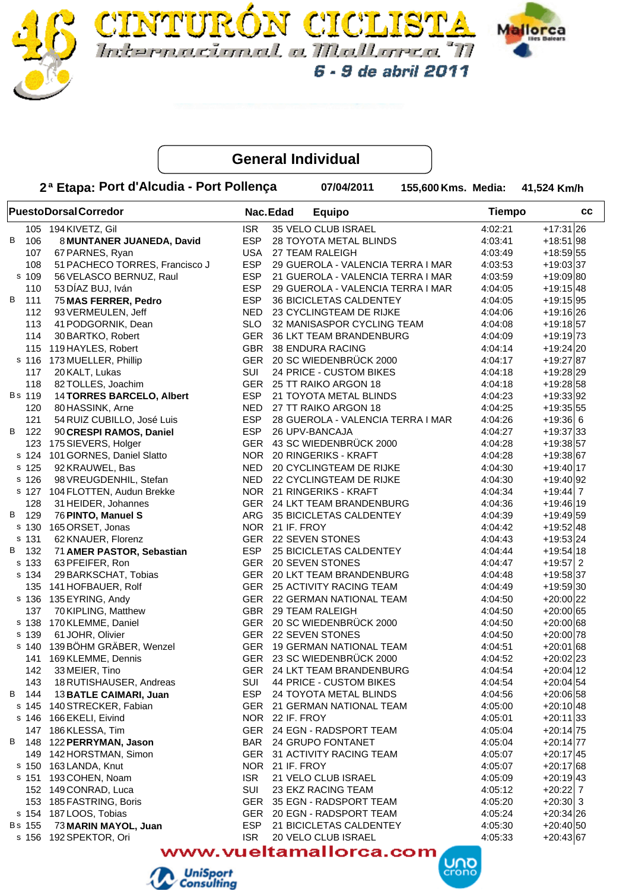# 46 CINTURÓN CICLISTA Internacional a Mallorca '11

6 - 9 de abril 2011

## General Individual

**2ª Etapa: Port d'Alcudia - Port Pollença** 07/04/2011 155,600 Kms. Media: 41,524 Km/h

| | Puesto | Dorsal | Corredor | Nac. | Edad | Equipo | Tiempo | | cc |
|---|---|---|---|---|---|---|---|---|---|
| | 105 | 194 | KIVETZ, Gil | ISR | 35 | VELO CLUB ISRAEL | 4:02:21 | +17:31 | 26 |
| B | 106 | 8 | **MUNTANER JUANEDA, David** | ESP | 28 | TOYOTA METAL BLINDS | 4:03:41 | +18:51 | 98 |
| | 107 | 67 | PARNES, Ryan | USA | 27 | TEAM RALEIGH | 4:03:49 | +18:59 | 55 |
| | 108 | 51 | PACHECO TORRES, Francisco J | ESP | 29 | GUEROLA - VALENCIA TERRA I MAR | 4:03:53 | +19:03 | 37 |
| s | 109 | 56 | VELASCO BERNUZ, Raul | ESP | 21 | GUEROLA - VALENCIA TERRA I MAR | 4:03:59 | +19:09 | 80 |
| | 110 | 53 | DÍAZ BUJ, Iván | ESP | 29 | GUEROLA - VALENCIA TERRA I MAR | 4:04:05 | +19:15 | 48 |
| B | 111 | 75 | **MAS FERRER, Pedro** | ESP | 36 | BICICLETAS CALDENTEY | 4:04:05 | +19:15 | 95 |
| | 112 | 93 | VERMEULEN, Jeff | NED | 23 | CYCLINGTEAM DE RIJKE | 4:04:06 | +19:16 | 26 |
| | 113 | 41 | PODGORNIK, Dean | SLO | 32 | MANISASPOR CYCLING TEAM | 4:04:08 | +19:18 | 57 |
| | 114 | 30 | BARTKO, Robert | GER | 36 | LKT TEAM BRANDENBURG | 4:04:09 | +19:19 | 73 |
| | 115 | 119 | HAYLES, Robert | GBR | 38 | ENDURA RACING | 4:04:14 | +19:24 | 20 |
| s | 116 | 173 | MUELLER, Phillip | GER | 20 | SC WIEDENBRÜCK 2000 | 4:04:17 | +19:27 | 87 |
| | 117 | 20 | KALT, Lukas | SUI | 24 | PRICE - CUSTOM BIKES | 4:04:18 | +19:28 | 29 |
| | 118 | 82 | TOLLES, Joachim | GER | 25 | TT RAIKO ARGON 18 | 4:04:18 | +19:28 | 58 |
| B s | 119 | 14 | **TORRES BARCELO, Albert** | ESP | 21 | TOYOTA METAL BLINDS | 4:04:23 | +19:33 | 92 |
| | 120 | 80 | HASSINK, Arne | NED | 27 | TT RAIKO ARGON 18 | 4:04:25 | +19:35 | 55 |
| | 121 | 54 | RUIZ CUBILLO, José Luis | ESP | 28 | GUEROLA - VALENCIA TERRA I MAR | 4:04:26 | +19:36 | 6 |
| B | 122 | 90 | **CRESPI RAMOS, Daniel** | ESP | 26 | UPV-BANCAJA | 4:04:27 | +19:37 | 33 |
| | 123 | 175 | SIEVERS, Holger | GER | 43 | SC WIEDENBRÜCK 2000 | 4:04:28 | +19:38 | 57 |
| s | 124 | 101 | GORNES, Daniel Slatto | NOR | 20 | RINGERIKS - KRAFT | 4:04:28 | +19:38 | 67 |
| s | 125 | 92 | KRAUWEL, Bas | NED | 20 | CYCLINGTEAM DE RIJKE | 4:04:30 | +19:40 | 17 |
| s | 126 | 98 | VREUGDENHIL, Stefan | NED | 22 | CYCLINGTEAM DE RIJKE | 4:04:30 | +19:40 | 92 |
| s | 127 | 104 | FLOTTEN, Audun Brekke | NOR | 21 | RINGERIKS - KRAFT | 4:04:34 | +19:44 | 7 |
| | 128 | 31 | HEIDER, Johannes | GER | 24 | LKT TEAM BRANDENBURG | 4:04:36 | +19:46 | 19 |
| B | 129 | 76 | **PINTO, Manuel S** | ARG | 35 | BICICLETAS CALDENTEY | 4:04:39 | +19:49 | 59 |
| s | 130 | 165 | ORSET, Jonas | NOR | 21 | IF. FROY | 4:04:42 | +19:52 | 48 |
| s | 131 | 62 | KNAUER, Florenz | GER | 22 | SEVEN STONES | 4:04:43 | +19:53 | 24 |
| B | 132 | 71 | **AMER PASTOR, Sebastian** | ESP | 25 | BICICLETAS CALDENTEY | 4:04:44 | +19:54 | 18 |
| s | 133 | 63 | PFEIFER, Ron | GER | 20 | SEVEN STONES | 4:04:47 | +19:57 | 2 |
| s | 134 | 29 | BARKSCHAT, Tobias | GER | 20 | LKT TEAM BRANDENBURG | 4:04:48 | +19:58 | 37 |
| | 135 | 141 | HOFBAUER, Rolf | GER | 25 | ACTIVITY RACING TEAM | 4:04:49 | +19:59 | 30 |
| s | 136 | 135 | EYRING, Andy | GER | 22 | GERMAN NATIONAL TEAM | 4:04:50 | +20:00 | 22 |
| | 137 | 70 | KIPLING, Matthew | GBR | 29 | TEAM RALEIGH | 4:04:50 | +20:00 | 65 |
| s | 138 | 170 | KLEMME, Daniel | GER | 20 | SC WIEDENBRÜCK 2000 | 4:04:50 | +20:00 | 68 |
| s | 139 | 61 | JOHR, Olivier | GER | 22 | SEVEN STONES | 4:04:50 | +20:00 | 78 |
| s | 140 | 139 | BÖHM GRÄBER, Wenzel | GER | 19 | GERMAN NATIONAL TEAM | 4:04:51 | +20:01 | 68 |
| | 141 | 169 | KLEMME, Dennis | GER | 23 | SC WIEDENBRÜCK 2000 | 4:04:52 | +20:02 | 23 |
| | 142 | 33 | MEIER, Tino | GER | 24 | LKT TEAM BRANDENBURG | 4:04:54 | +20:04 | 12 |
| | 143 | 18 | RUTISHAUSER, Andreas | SUI | 44 | PRICE - CUSTOM BIKES | 4:04:54 | +20:04 | 54 |
| B | 144 | 13 | **BATLE CAIMARI, Juan** | ESP | 24 | TOYOTA METAL BLINDS | 4:04:56 | +20:06 | 58 |
| s | 145 | 140 | STRECKER, Fabian | GER | 21 | GERMAN NATIONAL TEAM | 4:05:00 | +20:10 | 48 |
| s | 146 | 166 | EKELI, Eivind | NOR | 22 | IF. FROY | 4:05:01 | +20:11 | 33 |
| | 147 | 186 | KLESSA, Tim | GER | 24 | EGN - RADSPORT TEAM | 4:05:04 | +20:14 | 75 |
| B | 148 | 122 | **PERRYMAN, Jason** | BAR | 24 | GRUPO FONTANET | 4:05:04 | +20:14 | 77 |
| | 149 | 142 | HORSTMAN, Simon | GER | 31 | ACTIVITY RACING TEAM | 4:05:07 | +20:17 | 45 |
| s | 150 | 163 | LANDA, Knut | NOR | 21 | IF. FROY | 4:05:07 | +20:17 | 68 |
| s | 151 | 193 | COHEN, Noam | ISR | 21 | VELO CLUB ISRAEL | 4:05:09 | +20:19 | 43 |
| | 152 | 149 | CONRAD, Luca | SUI | 23 | EKZ RACING TEAM | 4:05:12 | +20:22 | 7 |
| | 153 | 185 | FASTRING, Boris | GER | 35 | EGN - RADSPORT TEAM | 4:05:20 | +20:30 | 3 |
| s | 154 | 187 | LOOS, Tobias | GER | 20 | EGN - RADSPORT TEAM | 4:05:24 | +20:34 | 26 |
| B s | 155 | 73 | **MARIN MAYOL, Juan** | ESP | 21 | BICICLETAS CALDENTEY | 4:05:30 | +20:40 | 50 |
| s | 156 | 192 | SPEKTOR, Ori | ISR | 20 | VELO CLUB ISRAEL | 4:05:33 | +20:43 | 67 |

www.vueltamallorca.com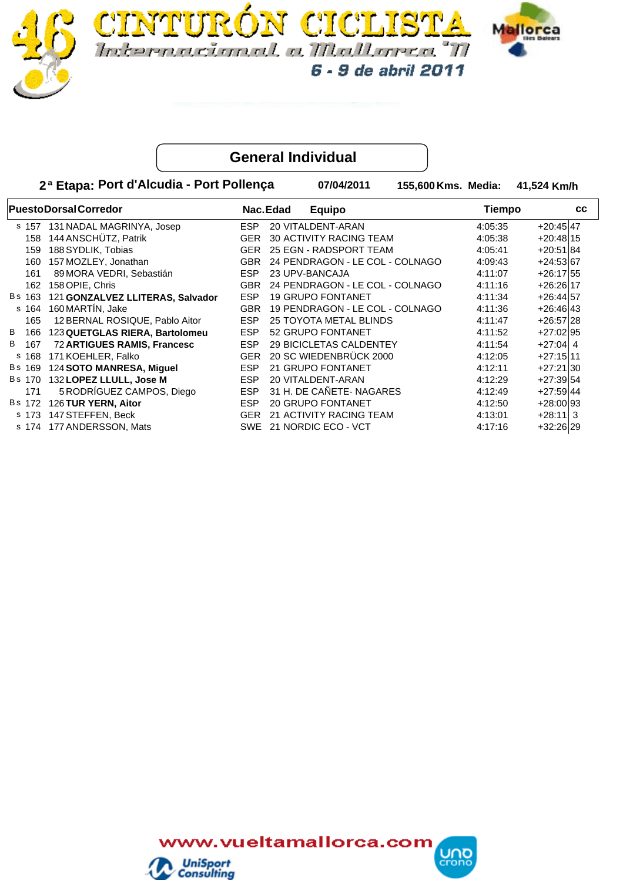# CINTURÓN CICLISTA Internacional a Mallorca '11

6 - 9 de abril 2011

## General Individual

**2ª Etapa: Port d'Alcudia - Port Pollença** | **07/04/2011** | **155,600 Kms.** | **Media: 41,524 Km/h**

| | Puesto | Dorsal | Corredor | Nac. | Edad | Equipo | Tiempo | | cc |
|---|---|---|---|---|---|---|---|---|---|
| s | 157 | 131 | NADAL MAGRINYA, Josep | ESP | 20 | VITALDENT-ARAN | 4:05:35 | +20:45 | 47 |
| | 158 | 144 | ANSCHÜTZ, Patrik | GER | 30 | ACTIVITY RACING TEAM | 4:05:38 | +20:48 | 15 |
| | 159 | 188 | SYDLIK, Tobias | GER | 25 | EGN - RADSPORT TEAM | 4:05:41 | +20:51 | 84 |
| | 160 | 157 | MOZLEY, Jonathan | GBR | 24 | PENDRAGON - LE COL - COLNAGO | 4:09:43 | +24:53 | 67 |
| | 161 | 89 | MORA VEDRI, Sebastián | ESP | 23 | UPV-BANCAJA | 4:11:07 | +26:17 | 55 |
| | 162 | 158 | OPIE, Chris | GBR | 24 | PENDRAGON - LE COL - COLNAGO | 4:11:16 | +26:26 | 17 |
| Bs | 163 | 121 | **GONZALVEZ LLITERAS, Salvador** | ESP | 19 | GRUPO FONTANET | 4:11:34 | +26:44 | 57 |
| s | 164 | 160 | MARTÍN, Jake | GBR | 19 | PENDRAGON - LE COL - COLNAGO | 4:11:36 | +26:46 | 43 |
| | 165 | 12 | BERNAL ROSIQUE, Pablo Aitor | ESP | 25 | TOYOTA METAL BLINDS | 4:11:47 | +26:57 | 28 |
| B | 166 | 123 | **QUETGLAS RIERA, Bartolomeu** | ESP | 52 | GRUPO FONTANET | 4:11:52 | +27:02 | 95 |
| B | 167 | 72 | **ARTIGUES RAMIS, Francesc** | ESP | 29 | BICICLETAS CALDENTEY | 4:11:54 | +27:04 | 4 |
| s | 168 | 171 | KOEHLER, Falko | GER | 20 | SC WIEDENBRÜCK 2000 | 4:12:05 | +27:15 | 11 |
| Bs | 169 | 124 | **SOTO MANRESA, Miguel** | ESP | 21 | GRUPO FONTANET | 4:12:11 | +27:21 | 30 |
| Bs | 170 | 132 | **LOPEZ LLULL, Jose M** | ESP | 20 | VITALDENT-ARAN | 4:12:29 | +27:39 | 54 |
| | 171 | 5 | RODRÍGUEZ CAMPOS, Diego | ESP | 31 | H. DE CAÑETE- NAGARES | 4:12:49 | +27:59 | 44 |
| Bs | 172 | 126 | **TUR YERN, Aitor** | ESP | 20 | GRUPO FONTANET | 4:12:50 | +28:00 | 93 |
| s | 173 | 147 | STEFFEN, Beck | GER | 21 | ACTIVITY RACING TEAM | 4:13:01 | +28:11 | 3 |
| s | 174 | 177 | ANDERSSON, Mats | SWE | 21 | NORDIC ECO - VCT | 4:17:16 | +32:26 | 29 |

www.vueltamallorca.com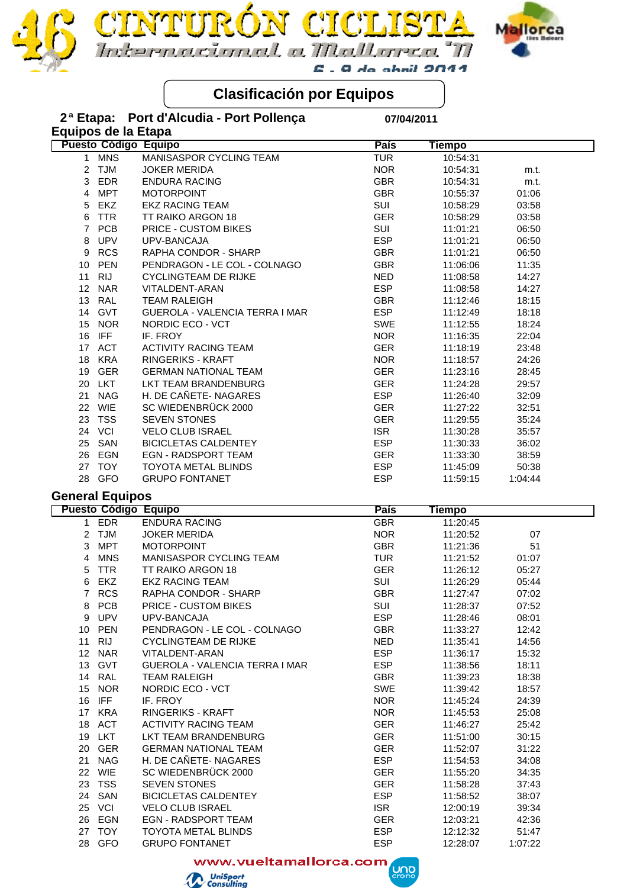# 46 CINTURÓN CICLISTA Internacional a Mallorca '11

6 - 9 de abril 2011

## Clasificación por Equipos

**2ª Etapa: Port d'Alcudia - Port Pollença** 07/04/2011

### Equipos de la Etapa

| Puesto | Código | Equipo | País | Tiempo | |
|---|---|---|---|---|---|
| 1 | MNS | MANISASPOR CYCLING TEAM | TUR | 10:54:31 | |
| 2 | TJM | JOKER MERIDA | NOR | 10:54:31 | m.t. |
| 3 | EDR | ENDURA RACING | GBR | 10:54:31 | m.t. |
| 4 | MPT | MOTORPOINT | GBR | 10:55:37 | 01:06 |
| 5 | EKZ | EKZ RACING TEAM | SUI | 10:58:29 | 03:58 |
| 6 | TTR | TT RAIKO ARGON 18 | GER | 10:58:29 | 03:58 |
| 7 | PCB | PRICE - CUSTOM BIKES | SUI | 11:01:21 | 06:50 |
| 8 | UPV | UPV-BANCAJA | ESP | 11:01:21 | 06:50 |
| 9 | RCS | RAPHA CONDOR - SHARP | GBR | 11:01:21 | 06:50 |
| 10 | PEN | PENDRAGON - LE COL - COLNAGO | GBR | 11:06:06 | 11:35 |
| 11 | RIJ | CYCLINGTEAM DE RIJKE | NED | 11:08:58 | 14:27 |
| 12 | NAR | VITALDENT-ARAN | ESP | 11:08:58 | 14:27 |
| 13 | RAL | TEAM RALEIGH | GBR | 11:12:46 | 18:15 |
| 14 | GVT | GUEROLA - VALENCIA TERRA I MAR | ESP | 11:12:49 | 18:18 |
| 15 | NOR | NORDIC ECO - VCT | SWE | 11:12:55 | 18:24 |
| 16 | IFF | IF. FROY | NOR | 11:16:35 | 22:04 |
| 17 | ACT | ACTIVITY RACING TEAM | GER | 11:18:19 | 23:48 |
| 18 | KRA | RINGERIKS - KRAFT | NOR | 11:18:57 | 24:26 |
| 19 | GER | GERMAN NATIONAL TEAM | GER | 11:23:16 | 28:45 |
| 20 | LKT | LKT TEAM BRANDENBURG | GER | 11:24:28 | 29:57 |
| 21 | NAG | H. DE CAÑETE- NAGARES | ESP | 11:26:40 | 32:09 |
| 22 | WIE | SC WIEDENBRÜCK 2000 | GER | 11:27:22 | 32:51 |
| 23 | TSS | SEVEN STONES | GER | 11:29:55 | 35:24 |
| 24 | VCI | VELO CLUB ISRAEL | ISR | 11:30:28 | 35:57 |
| 25 | SAN | BICICLETAS CALDENTEY | ESP | 11:30:33 | 36:02 |
| 26 | EGN | EGN - RADSPORT TEAM | GER | 11:33:30 | 38:59 |
| 27 | TOY | TOYOTA METAL BLINDS | ESP | 11:45:09 | 50:38 |
| 28 | GFO | GRUPO FONTANET | ESP | 11:59:15 | 1:04:44 |

### General Equipos

| Puesto | Código | Equipo | País | Tiempo | |
|---|---|---|---|---|---|
| 1 | EDR | ENDURA RACING | GBR | 11:20:45 | |
| 2 | TJM | JOKER MERIDA | NOR | 11:20:52 | 07 |
| 3 | MPT | MOTORPOINT | GBR | 11:21:36 | 51 |
| 4 | MNS | MANISASPOR CYCLING TEAM | TUR | 11:21:52 | 01:07 |
| 5 | TTR | TT RAIKO ARGON 18 | GER | 11:26:12 | 05:27 |
| 6 | EKZ | EKZ RACING TEAM | SUI | 11:26:29 | 05:44 |
| 7 | RCS | RAPHA CONDOR - SHARP | GBR | 11:27:47 | 07:02 |
| 8 | PCB | PRICE - CUSTOM BIKES | SUI | 11:28:37 | 07:52 |
| 9 | UPV | UPV-BANCAJA | ESP | 11:28:46 | 08:01 |
| 10 | PEN | PENDRAGON - LE COL - COLNAGO | GBR | 11:33:27 | 12:42 |
| 11 | RIJ | CYCLINGTEAM DE RIJKE | NED | 11:35:41 | 14:56 |
| 12 | NAR | VITALDENT-ARAN | ESP | 11:36:17 | 15:32 |
| 13 | GVT | GUEROLA - VALENCIA TERRA I MAR | ESP | 11:38:56 | 18:11 |
| 14 | RAL | TEAM RALEIGH | GBR | 11:39:23 | 18:38 |
| 15 | NOR | NORDIC ECO - VCT | SWE | 11:39:42 | 18:57 |
| 16 | IFF | IF. FROY | NOR | 11:45:24 | 24:39 |
| 17 | KRA | RINGERIKS - KRAFT | NOR | 11:45:53 | 25:08 |
| 18 | ACT | ACTIVITY RACING TEAM | GER | 11:46:27 | 25:42 |
| 19 | LKT | LKT TEAM BRANDENBURG | GER | 11:51:00 | 30:15 |
| 20 | GER | GERMAN NATIONAL TEAM | GER | 11:52:07 | 31:22 |
| 21 | NAG | H. DE CAÑETE- NAGARES | ESP | 11:54:53 | 34:08 |
| 22 | WIE | SC WIEDENBRÜCK 2000 | GER | 11:55:20 | 34:35 |
| 23 | TSS | SEVEN STONES | GER | 11:58:28 | 37:43 |
| 24 | SAN | BICICLETAS CALDENTEY | ESP | 11:58:52 | 38:07 |
| 25 | VCI | VELO CLUB ISRAEL | ISR | 12:00:19 | 39:34 |
| 26 | EGN | EGN - RADSPORT TEAM | GER | 12:03:21 | 42:36 |
| 27 | TOY | TOYOTA METAL BLINDS | ESP | 12:12:32 | 51:47 |
| 28 | GFO | GRUPO FONTANET | ESP | 12:28:07 | 1:07:22 |

www.vueltamallorca.com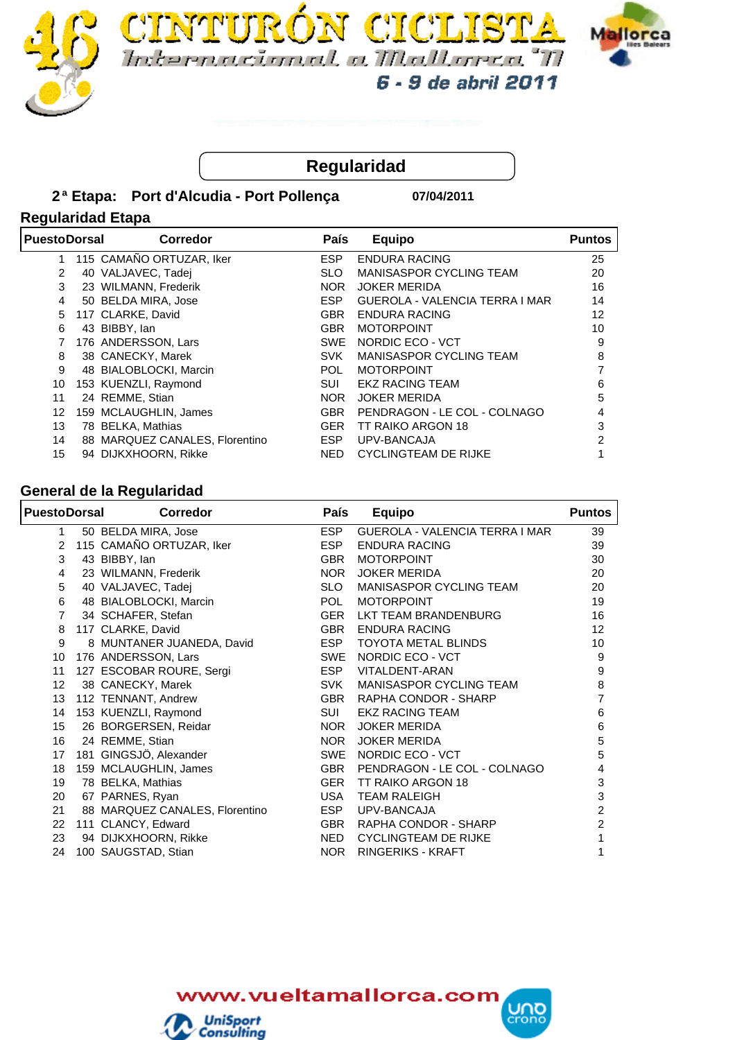# Regularidad

**2ª Etapa: Port d'Alcudia - Port Pollença** **07/04/2011**

## Regularidad Etapa

| Puesto | Dorsal | Corredor | País | Equipo | Puntos |
|---|---|---|---|---|---|
| 1 | 115 | CAMAÑO ORTUZAR, Iker | ESP | ENDURA RACING | 25 |
| 2 | 40 | VALJAVEC, Tadej | SLO | MANISASPOR CYCLING TEAM | 20 |
| 3 | 23 | WILMANN, Frederik | NOR | JOKER MERIDA | 16 |
| 4 | 50 | BELDA MIRA, Jose | ESP | GUEROLA - VALENCIA TERRA I MAR | 14 |
| 5 | 117 | CLARKE, David | GBR | ENDURA RACING | 12 |
| 6 | 43 | BIBBY, Ian | GBR | MOTORPOINT | 10 |
| 7 | 176 | ANDERSSON, Lars | SWE | NORDIC ECO - VCT | 9 |
| 8 | 38 | CANECKY, Marek | SVK | MANISASPOR CYCLING TEAM | 8 |
| 9 | 48 | BIALOBLOCKI, Marcin | POL | MOTORPOINT | 7 |
| 10 | 153 | KUENZLI, Raymond | SUI | EKZ RACING TEAM | 6 |
| 11 | 24 | REMME, Stian | NOR | JOKER MERIDA | 5 |
| 12 | 159 | MCLAUGHLIN, James | GBR | PENDRAGON - LE COL - COLNAGO | 4 |
| 13 | 78 | BELKA, Mathias | GER | TT RAIKO ARGON 18 | 3 |
| 14 | 88 | MARQUEZ CANALES, Florentino | ESP | UPV-BANCAJA | 2 |
| 15 | 94 | DIJKXHOORN, Rikke | NED | CYCLINGTEAM DE RIJKE | 1 |

## General de la Regularidad

| Puesto | Dorsal | Corredor | País | Equipo | Puntos |
|---|---|---|---|---|---|
| 1 | 50 | BELDA MIRA, Jose | ESP | GUEROLA - VALENCIA TERRA I MAR | 39 |
| 2 | 115 | CAMAÑO ORTUZAR, Iker | ESP | ENDURA RACING | 39 |
| 3 | 43 | BIBBY, Ian | GBR | MOTORPOINT | 30 |
| 4 | 23 | WILMANN, Frederik | NOR | JOKER MERIDA | 20 |
| 5 | 40 | VALJAVEC, Tadej | SLO | MANISASPOR CYCLING TEAM | 20 |
| 6 | 48 | BIALOBLOCKI, Marcin | POL | MOTORPOINT | 19 |
| 7 | 34 | SCHAFER, Stefan | GER | LKT TEAM BRANDENBURG | 16 |
| 8 | 117 | CLARKE, David | GBR | ENDURA RACING | 12 |
| 9 | 8 | MUNTANER JUANEDA, David | ESP | TOYOTA METAL BLINDS | 10 |
| 10 | 176 | ANDERSSON, Lars | SWE | NORDIC ECO - VCT | 9 |
| 11 | 127 | ESCOBAR ROURE, Sergi | ESP | VITALDENT-ARAN | 9 |
| 12 | 38 | CANECKY, Marek | SVK | MANISASPOR CYCLING TEAM | 8 |
| 13 | 112 | TENNANT, Andrew | GBR | RAPHA CONDOR - SHARP | 7 |
| 14 | 153 | KUENZLI, Raymond | SUI | EKZ RACING TEAM | 6 |
| 15 | 26 | BORGERSEN, Reidar | NOR | JOKER MERIDA | 6 |
| 16 | 24 | REMME, Stian | NOR | JOKER MERIDA | 5 |
| 17 | 181 | GINGSJÖ, Alexander | SWE | NORDIC ECO - VCT | 5 |
| 18 | 159 | MCLAUGHLIN, James | GBR | PENDRAGON - LE COL - COLNAGO | 4 |
| 19 | 78 | BELKA, Mathias | GER | TT RAIKO ARGON 18 | 3 |
| 20 | 67 | PARNES, Ryan | USA | TEAM RALEIGH | 3 |
| 21 | 88 | MARQUEZ CANALES, Florentino | ESP | UPV-BANCAJA | 2 |
| 22 | 111 | CLANCY, Edward | GBR | RAPHA CONDOR - SHARP | 2 |
| 23 | 94 | DIJKXHOORN, Rikke | NED | CYCLINGTEAM DE RIJKE | 1 |
| 24 | 100 | SAUGSTAD, Stian | NOR | RINGERIKS - KRAFT | 1 |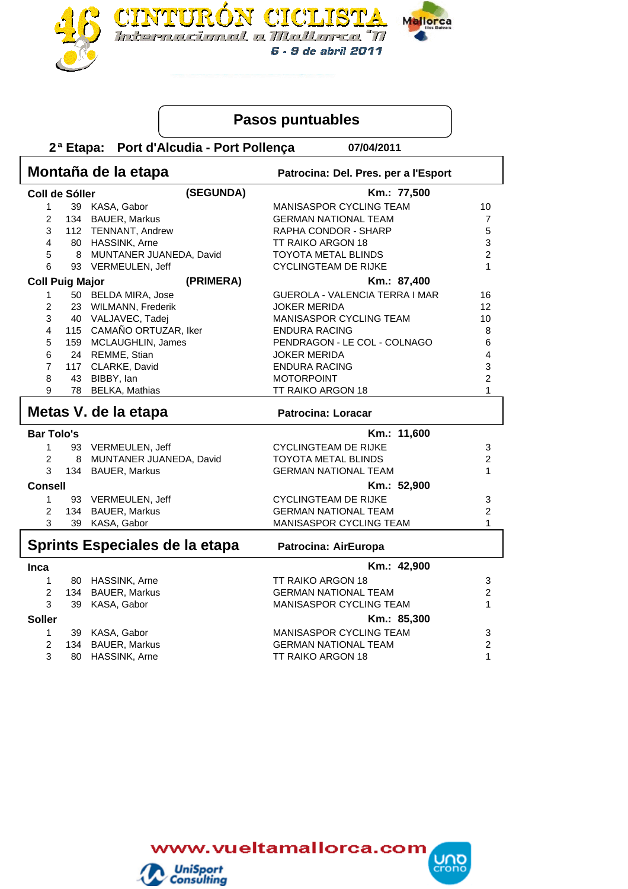# 46 CINTURÓN CICLISTA Internacional a Mallorca '11

6 - 9 de abril 2011

## Pasos puntuables

**2ª Etapa: Port d'Alcudia - Port Pollença** — **07/04/2011**

## Montaña de la etapa

**Patrocina: Del. Pres. per a l'Esport**

**Coll de Sóller (SEGUNDA)** — **Km.: 77,500**

| Pos | Dorsal | Nombre | Equipo | Puntos |
|---|---|---|---|---|
| 1 | 39 | KASA, Gabor | MANISASPOR CYCLING TEAM | 10 |
| 2 | 134 | BAUER, Markus | GERMAN NATIONAL TEAM | 7 |
| 3 | 112 | TENNANT, Andrew | RAPHA CONDOR - SHARP | 5 |
| 4 | 80 | HASSINK, Arne | TT RAIKO ARGON 18 | 3 |
| 5 | 8 | MUNTANER JUANEDA, David | TOYOTA METAL BLINDS | 2 |
| 6 | 93 | VERMEULEN, Jeff | CYCLINGTEAM DE RIJKE | 1 |

**Coll Puig Major (PRIMERA)** — **Km.: 87,400**

| Pos | Dorsal | Nombre | Equipo | Puntos |
|---|---|---|---|---|
| 1 | 50 | BELDA MIRA, Jose | GUEROLA - VALENCIA TERRA I MAR | 16 |
| 2 | 23 | WILMANN, Frederik | JOKER MERIDA | 12 |
| 3 | 40 | VALJAVEC, Tadej | MANISASPOR CYCLING TEAM | 10 |
| 4 | 115 | CAMAÑO ORTUZAR, Iker | ENDURA RACING | 8 |
| 5 | 159 | MCLAUGHLIN, James | PENDRAGON - LE COL - COLNAGO | 6 |
| 6 | 24 | REMME, Stian | JOKER MERIDA | 4 |
| 7 | 117 | CLARKE, David | ENDURA RACING | 3 |
| 8 | 43 | BIBBY, Ian | MOTORPOINT | 2 |
| 9 | 78 | BELKA, Mathias | TT RAIKO ARGON 18 | 1 |

## Metas V. de la etapa

**Patrocina: Loracar**

**Bar Tolo's** — **Km.: 11,600**

| Pos | Dorsal | Nombre | Equipo | Puntos |
|---|---|---|---|---|
| 1 | 93 | VERMEULEN, Jeff | CYCLINGTEAM DE RIJKE | 3 |
| 2 | 8 | MUNTANER JUANEDA, David | TOYOTA METAL BLINDS | 2 |
| 3 | 134 | BAUER, Markus | GERMAN NATIONAL TEAM | 1 |

**Consell** — **Km.: 52,900**

| Pos | Dorsal | Nombre | Equipo | Puntos |
|---|---|---|---|---|
| 1 | 93 | VERMEULEN, Jeff | CYCLINGTEAM DE RIJKE | 3 |
| 2 | 134 | BAUER, Markus | GERMAN NATIONAL TEAM | 2 |
| 3 | 39 | KASA, Gabor | MANISASPOR CYCLING TEAM | 1 |

## Sprints Especiales de la etapa

**Patrocina: AirEuropa**

**Inca** — **Km.: 42,900**

| Pos | Dorsal | Nombre | Equipo | Puntos |
|---|---|---|---|---|
| 1 | 80 | HASSINK, Arne | TT RAIKO ARGON 18 | 3 |
| 2 | 134 | BAUER, Markus | GERMAN NATIONAL TEAM | 2 |
| 3 | 39 | KASA, Gabor | MANISASPOR CYCLING TEAM | 1 |

**Soller** — **Km.: 85,300**

| Pos | Dorsal | Nombre | Equipo | Puntos |
|---|---|---|---|---|
| 1 | 39 | KASA, Gabor | MANISASPOR CYCLING TEAM | 3 |
| 2 | 134 | BAUER, Markus | GERMAN NATIONAL TEAM | 2 |
| 3 | 80 | HASSINK, Arne | TT RAIKO ARGON 18 | 1 |

www.vueltamallorca.com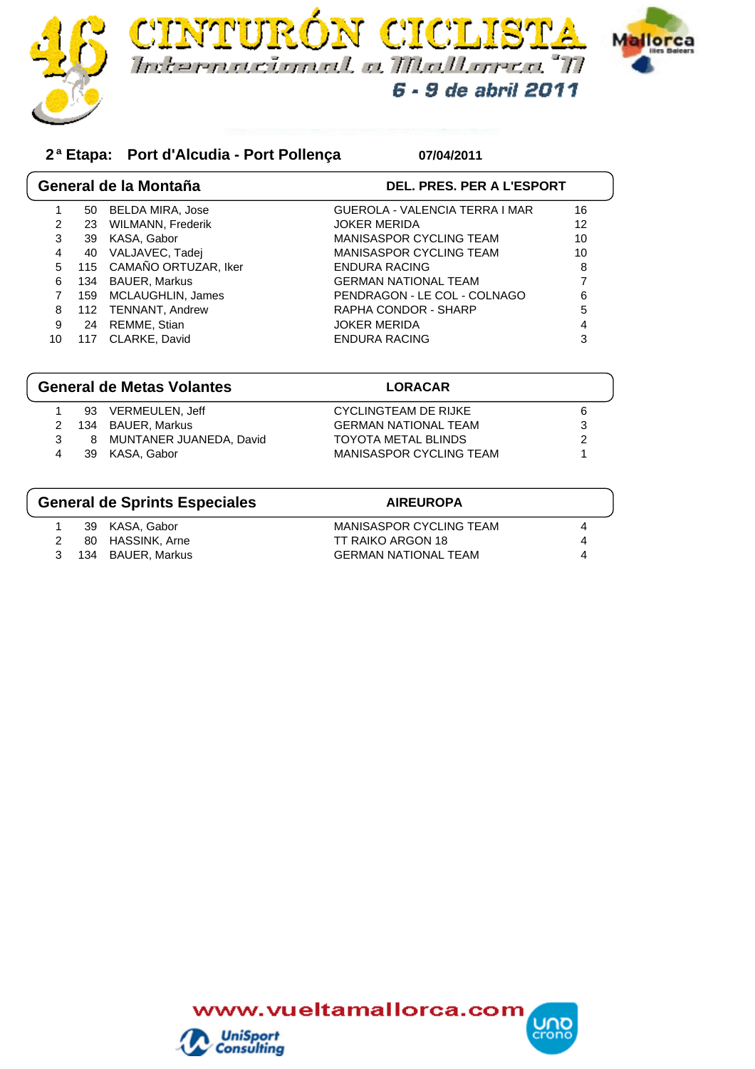# 46 CINTURÓN CICLISTA Internacional a Mallorca '11

6 - 9 de abril 2011

## 2ª Etapa: Port d'Alcudia - Port Pollença

07/04/2011

### General de la Montaña — DEL. PRES. PER A L'ESPORT

| | | | | |
|---|---|---|---|---|
| 1 | 50 | BELDA MIRA, Jose | GUEROLA - VALENCIA TERRA I MAR | 16 |
| 2 | 23 | WILMANN, Frederik | JOKER MERIDA | 12 |
| 3 | 39 | KASA, Gabor | MANISASPOR CYCLING TEAM | 10 |
| 4 | 40 | VALJAVEC, Tadej | MANISASPOR CYCLING TEAM | 10 |
| 5 | 115 | CAMAÑO ORTUZAR, Iker | ENDURA RACING | 8 |
| 6 | 134 | BAUER, Markus | GERMAN NATIONAL TEAM | 7 |
| 7 | 159 | MCLAUGHLIN, James | PENDRAGON - LE COL - COLNAGO | 6 |
| 8 | 112 | TENNANT, Andrew | RAPHA CONDOR - SHARP | 5 |
| 9 | 24 | REMME, Stian | JOKER MERIDA | 4 |
| 10 | 117 | CLARKE, David | ENDURA RACING | 3 |

### General de Metas Volantes — LORACAR

| | | | | |
|---|---|---|---|---|
| 1 | 93 | VERMEULEN, Jeff | CYCLINGTEAM DE RIJKE | 6 |
| 2 | 134 | BAUER, Markus | GERMAN NATIONAL TEAM | 3 |
| 3 | 8 | MUNTANER JUANEDA, David | TOYOTA METAL BLINDS | 2 |
| 4 | 39 | KASA, Gabor | MANISASPOR CYCLING TEAM | 1 |

### General de Sprints Especiales — AIREUROPA

| | | | | |
|---|---|---|---|---|
| 1 | 39 | KASA, Gabor | MANISASPOR CYCLING TEAM | 4 |
| 2 | 80 | HASSINK, Arne | TT RAIKO ARGON 18 | 4 |
| 3 | 134 | BAUER, Markus | GERMAN NATIONAL TEAM | 4 |

www.vueltamallorca.com

UniSport Consulting